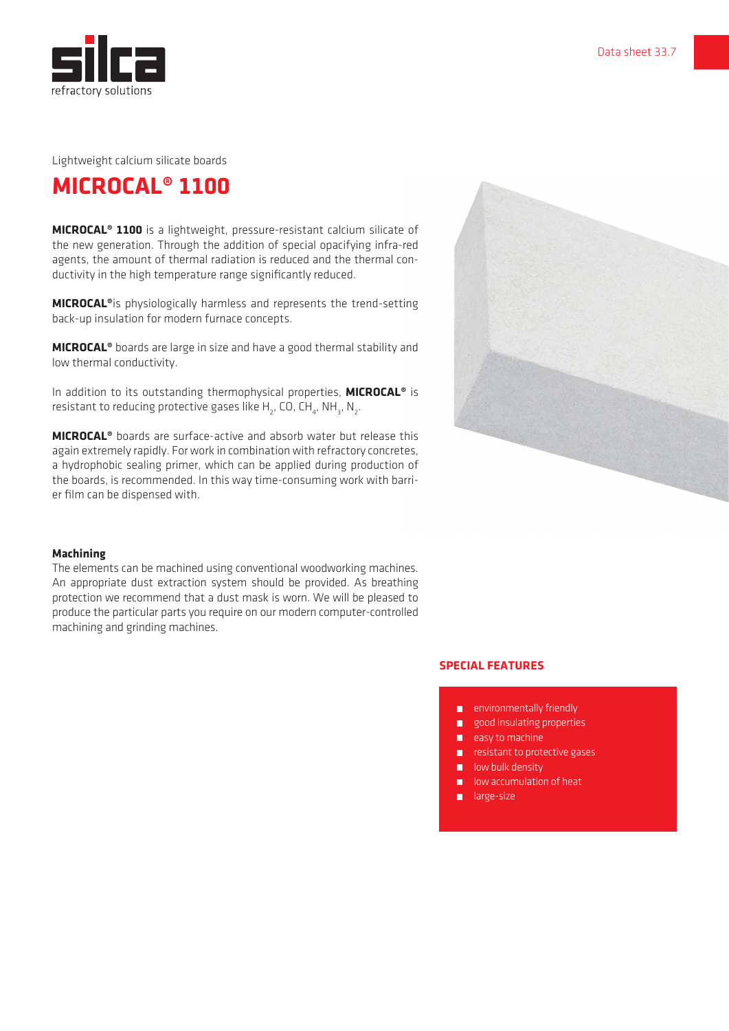Lightweight calcium silicate boards

# MICROCAL® 1100

**MICROCAL® 1100** is a lightweight, pressure-resistant calcium silicate of the new generation. Through the addition of special opacifying infra-red agents, the amount of thermal radiation is reduced and the thermal conductivity in the high temperature range significantly reduced.

**MICROCAL®** is physiologically harmless and represents the trend-setting back-up insulation for modern furnace concepts.

**MICROCAL®** boards are large in size and have a good thermal stability and low thermal conductivity.

In addition to its outstanding thermophysical properties, **MICROCAL®** is resistant to reducing protective gases like $H_2$, CO, $CH_4$, $NH_3$, $N_2$.

**MICROCAL®** boards are surface-active and absorb water but release this again extremely rapidly. For work in combination with refractory concretes, a hydrophobic sealing primer, which can be applied during production of the boards, is recommended. In this way time-consuming work with barrier film can be dispensed with.

### Machining

The elements can be machined using conventional woodworking machines. An appropriate dust extraction system should be provided. As breathing protection we recommend that a dust mask is worn. We will be pleased to produce the particular parts you require on our modern computer-controlled machining and grinding machines.

## SPECIAL FEATURES

- environmentally friendly
- good insulating properties
- easy to machine
- resistant to protective gases
- low bulk density
- low accumulation of heat
- large-size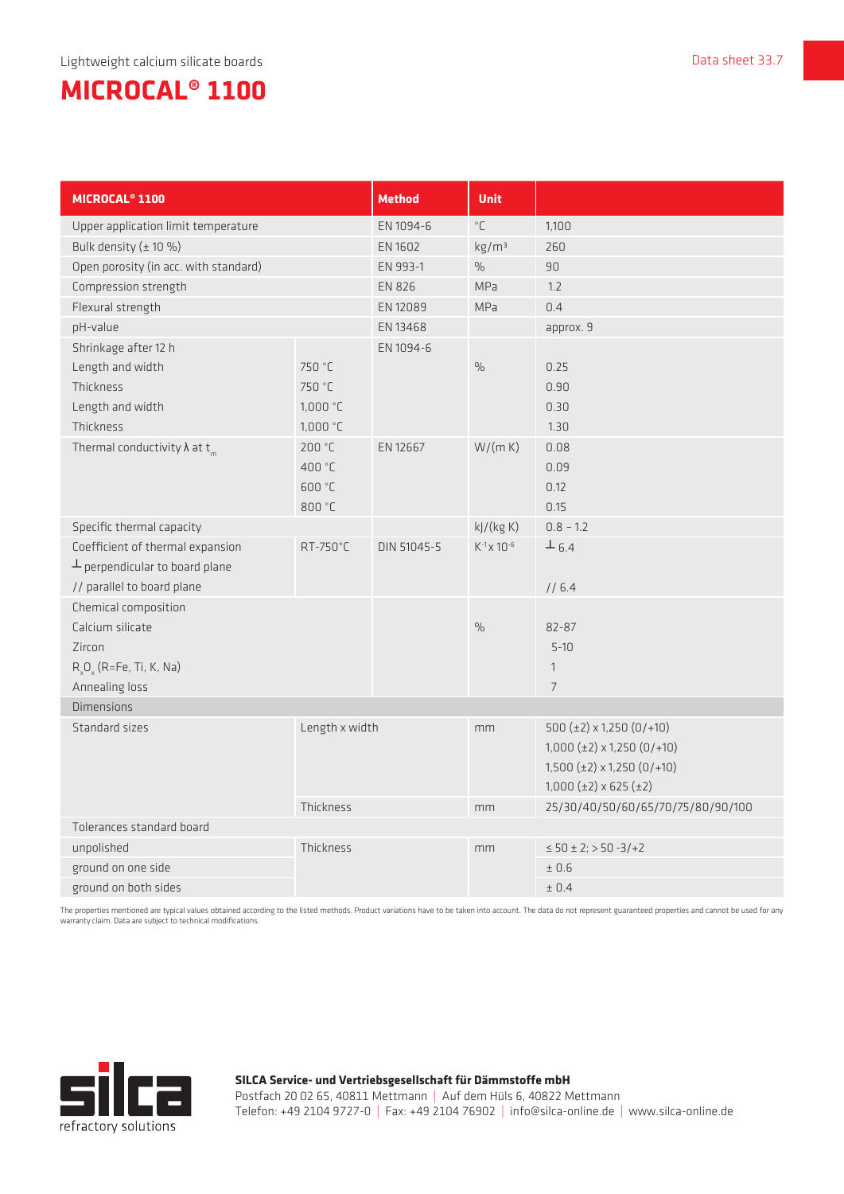Lightweight calcium silicate boards

# MICROCAL® 1100

Data sheet 33.7

| MICROCAL® 1100 | | Method | Unit | |
|---|---|---|---|---|
| Upper application limit temperature | | EN 1094-6 | °C | 1,100 |
| Bulk density (± 10 %) | | EN 1602 | kg/m³ | 260 |
| Open porosity (in acc. with standard) | | EN 993-1 | % | 90 |
| Compression strength | | EN 826 | MPa | 1.2 |
| Flexural strength | | EN 12089 | MPa | 0.4 |
| pH-value | | EN 13468 | | approx. 9 |
| Shrinkage after 12 h | | EN 1094-6 | | |
| Length and width | 750 °C | | % | 0.25 |
| Thickness | 750 °C | | | 0.90 |
| Length and width | 1,000 °C | | | 0.30 |
| Thickness | 1,000 °C | | | 1.30 |
| Thermal conductivity λ at $t_m$ | 200 °C | EN 12667 | W/(m K) | 0.08 |
| | 400 °C | | | 0.09 |
| | 600 °C | | | 0.12 |
| | 800 °C | | | 0.15 |
| Specific thermal capacity | | | kJ/(kg K) | 0.8 – 1.2 |
| Coefficient of thermal expansion | RT-750°C | DIN 51045-5 | $K^{-1} x 10^{-6}$ | ⊥ 6.4 |
| ⊥ perpendicular to board plane | | | | |
| // parallel to board plane | | | | // 6.4 |
| Chemical composition | | | | |
| Calcium silicate | | | % | 82-87 |
| Zircon | | | | 5-10 |
| $R_xO_x$ (R=Fe, Ti, K, Na) | | | | 1 |
| Annealing loss | | | | 7 |
| Dimensions | | | | |
| Standard sizes | Length x width | | mm | 500 (±2) x 1,250 (0/+10) |
| | | | | 1,000 (±2) x 1,250 (0/+10) |
| | | | | 1,500 (±2) x 1,250 (0/+10) |
| | | | | 1,000 (±2) x 625 (±2) |
| | Thickness | | mm | 25/30/40/50/60/65/70/75/80/90/100 |
| Tolerances standard board | | | | |
| unpolished | Thickness | | mm | ≤ 50 ± 2; > 50 -3/+2 |
| ground on one side | | | | ± 0.6 |
| ground on both sides | | | | ± 0.4 |

The properties mentioned are typical values obtained according to the listed methods. Product variations have to be taken into account. The data do not represent guaranteed properties and cannot be used for any warranty claim. Data are subject to technical modifications.

silca refractory solutions

**SILCA Service- und Vertriebsgesellschaft für Dämmstoffe mbH**
Postfach 20 02 65, 40811 Mettmann | Auf dem Hüls 6, 40822 Mettmann
Telefon: +49 2104 9727-0 | Fax: +49 2104 76902 | info@silca-online.de | www.silca-online.de